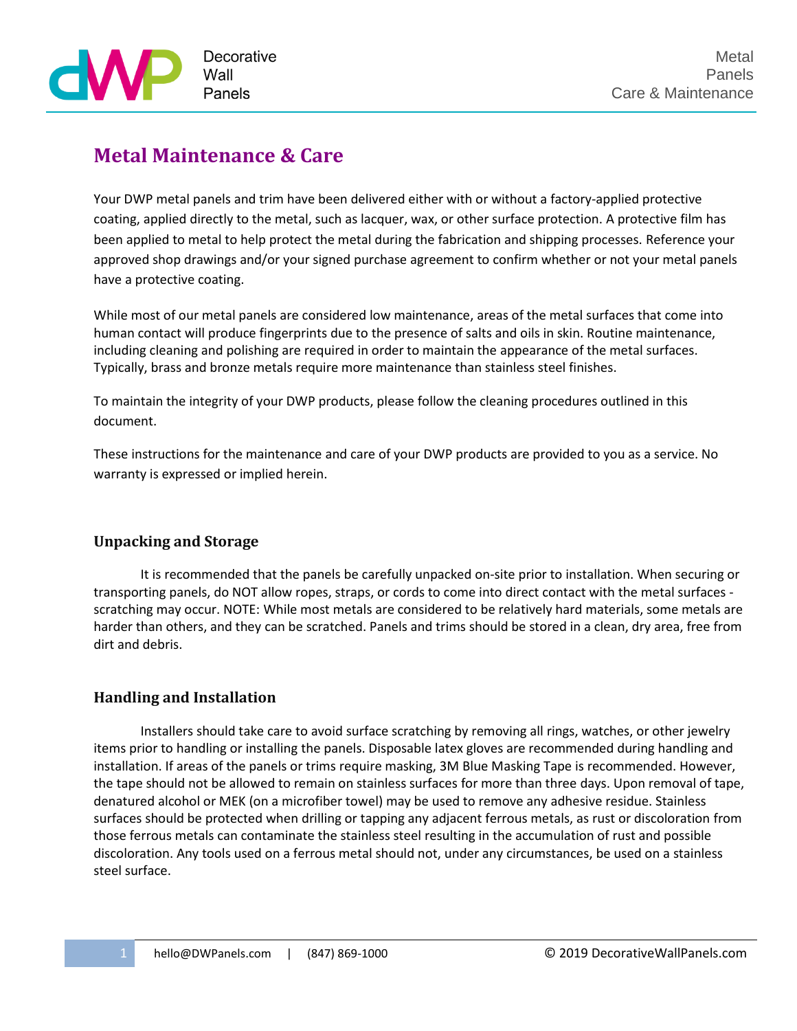# Metal Maintenance & Care

Your DWP metal panels and trim have been delivered either with or without a factory-applied protective coating, applied directly to the metal, such as lacquer, wax, or other surface protection. A protective film has been applied to metal to help protect the metal during the fabrication and shipping processes. Reference your approved shop drawings and/or your signed purchase agreement to confirm whether or not your metal panels have a protective coating.

While most of our metal panels are considered low maintenance, areas of the metal surfaces that come into human contact will produce fingerprints due to the presence of salts and oils in skin. Routine maintenance, including cleaning and polishing are required in order to maintain the appearance of the metal surfaces. Typically, brass and bronze metals require more maintenance than stainless steel finishes.

To maintain the integrity of your DWP products, please follow the cleaning procedures outlined in this document.

These instructions for the maintenance and care of your DWP products are provided to you as a service. No warranty is expressed or implied herein.

## Unpacking and Storage

It is recommended that the panels be carefully unpacked on-site prior to installation. When securing or transporting panels, do NOT allow ropes, straps, or cords to come into direct contact with the metal surfaces - scratching may occur. NOTE: While most metals are considered to be relatively hard materials, some metals are harder than others, and they can be scratched. Panels and trims should be stored in a clean, dry area, free from dirt and debris.

## Handling and Installation

Installers should take care to avoid surface scratching by removing all rings, watches, or other jewelry items prior to handling or installing the panels. Disposable latex gloves are recommended during handling and installation. If areas of the panels or trims require masking, 3M Blue Masking Tape is recommended. However, the tape should not be allowed to remain on stainless surfaces for more than three days. Upon removal of tape, denatured alcohol or MEK (on a microfiber towel) may be used to remove any adhesive residue. Stainless surfaces should be protected when drilling or tapping any adjacent ferrous metals, as rust or discoloration from those ferrous metals can contaminate the stainless steel resulting in the accumulation of rust and possible discoloration. Any tools used on a ferrous metal should not, under any circumstances, be used on a stainless steel surface.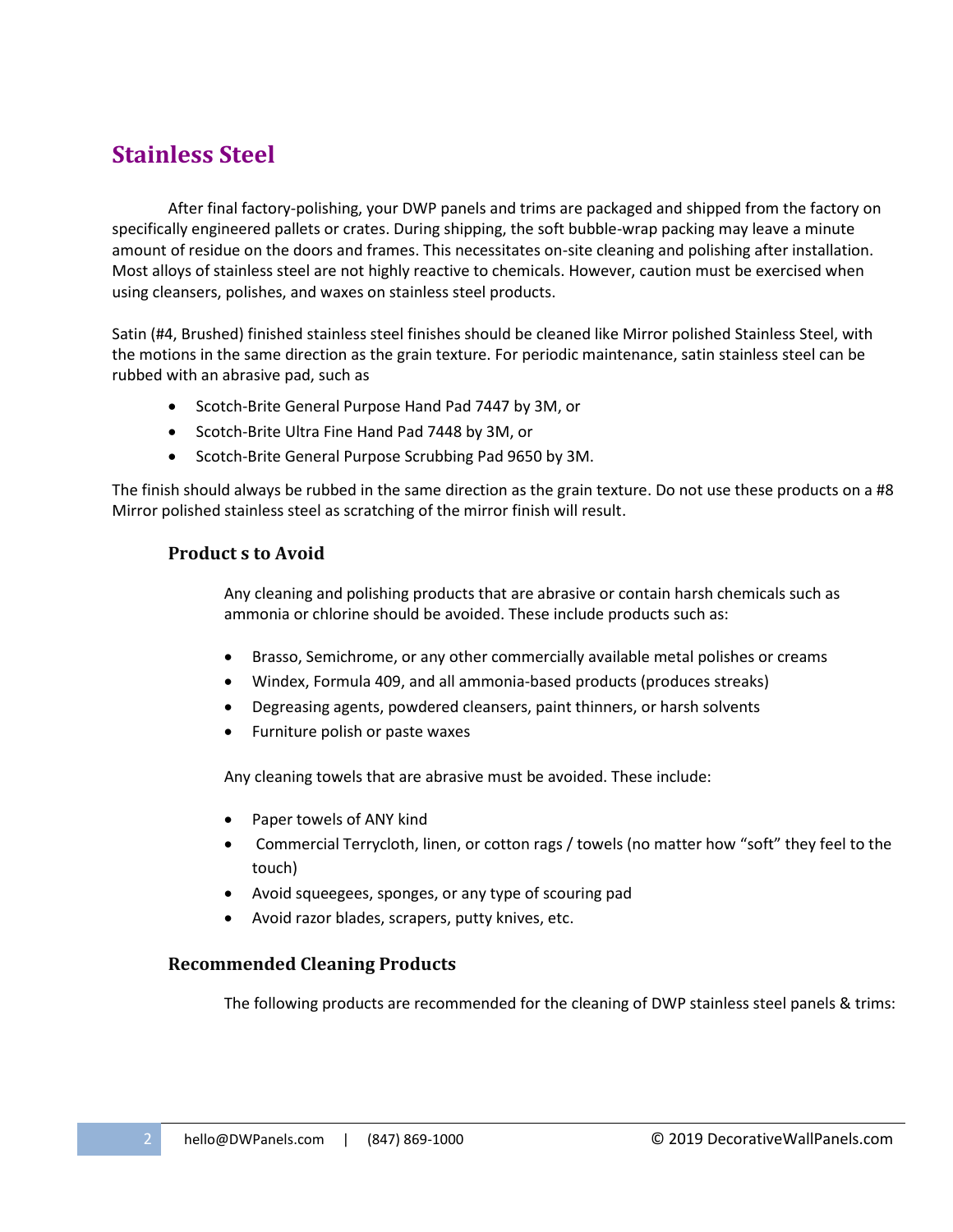## Stainless Steel

After final factory-polishing, your DWP panels and trims are packaged and shipped from the factory on specifically engineered pallets or crates. During shipping, the soft bubble-wrap packing may leave a minute amount of residue on the doors and frames. This necessitates on-site cleaning and polishing after installation. Most alloys of stainless steel are not highly reactive to chemicals. However, caution must be exercised when using cleansers, polishes, and waxes on stainless steel products.

Satin (#4, Brushed) finished stainless steel finishes should be cleaned like Mirror polished Stainless Steel, with the motions in the same direction as the grain texture. For periodic maintenance, satin stainless steel can be rubbed with an abrasive pad, such as

- Scotch-Brite General Purpose Hand Pad 7447 by 3M, or
- Scotch-Brite Ultra Fine Hand Pad 7448 by 3M, or
- Scotch-Brite General Purpose Scrubbing Pad 9650 by 3M.

The finish should always be rubbed in the same direction as the grain texture. Do not use these products on a #8 Mirror polished stainless steel as scratching of the mirror finish will result.

### Product s to Avoid

Any cleaning and polishing products that are abrasive or contain harsh chemicals such as ammonia or chlorine should be avoided. These include products such as:

- Brasso, Semichrome, or any other commercially available metal polishes or creams
- Windex, Formula 409, and all ammonia-based products (produces streaks)
- Degreasing agents, powdered cleansers, paint thinners, or harsh solvents
- Furniture polish or paste waxes

Any cleaning towels that are abrasive must be avoided. These include:

- Paper towels of ANY kind
- Commercial Terrycloth, linen, or cotton rags / towels (no matter how "soft" they feel to the touch)
- Avoid squeegees, sponges, or any type of scouring pad
- Avoid razor blades, scrapers, putty knives, etc.

### Recommended Cleaning Products

The following products are recommended for the cleaning of DWP stainless steel panels & trims: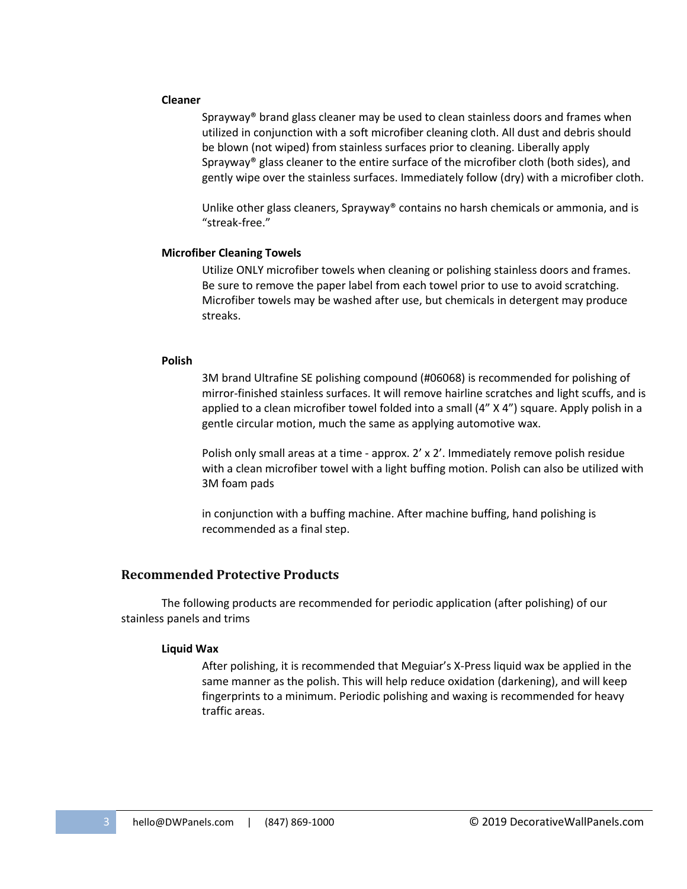### Cleaner

Sprayway® brand glass cleaner may be used to clean stainless doors and frames when utilized in conjunction with a soft microfiber cleaning cloth. All dust and debris should be blown (not wiped) from stainless surfaces prior to cleaning. Liberally apply Sprayway® glass cleaner to the entire surface of the microfiber cloth (both sides), and gently wipe over the stainless surfaces. Immediately follow (dry) with a microfiber cloth.

Unlike other glass cleaners, Sprayway® contains no harsh chemicals or ammonia, and is "streak-free."

### Microfiber Cleaning Towels

Utilize ONLY microfiber towels when cleaning or polishing stainless doors and frames. Be sure to remove the paper label from each towel prior to use to avoid scratching. Microfiber towels may be washed after use, but chemicals in detergent may produce streaks.

### Polish

3M brand Ultrafine SE polishing compound (#06068) is recommended for polishing of mirror-finished stainless surfaces. It will remove hairline scratches and light scuffs, and is applied to a clean microfiber towel folded into a small (4" X 4") square. Apply polish in a gentle circular motion, much the same as applying automotive wax.

Polish only small areas at a time - approx. 2' x 2'. Immediately remove polish residue with a clean microfiber towel with a light buffing motion. Polish can also be utilized with 3M foam pads in conjunction with a buffing machine. After machine buffing, hand polishing is recommended as a final step.

## Recommended Protective Products

The following products are recommended for periodic application (after polishing) of our stainless panels and trims

### Liquid Wax

After polishing, it is recommended that Meguiar's X-Press liquid wax be applied in the same manner as the polish. This will help reduce oxidation (darkening), and will keep fingerprints to a minimum. Periodic polishing and waxing is recommended for heavy traffic areas.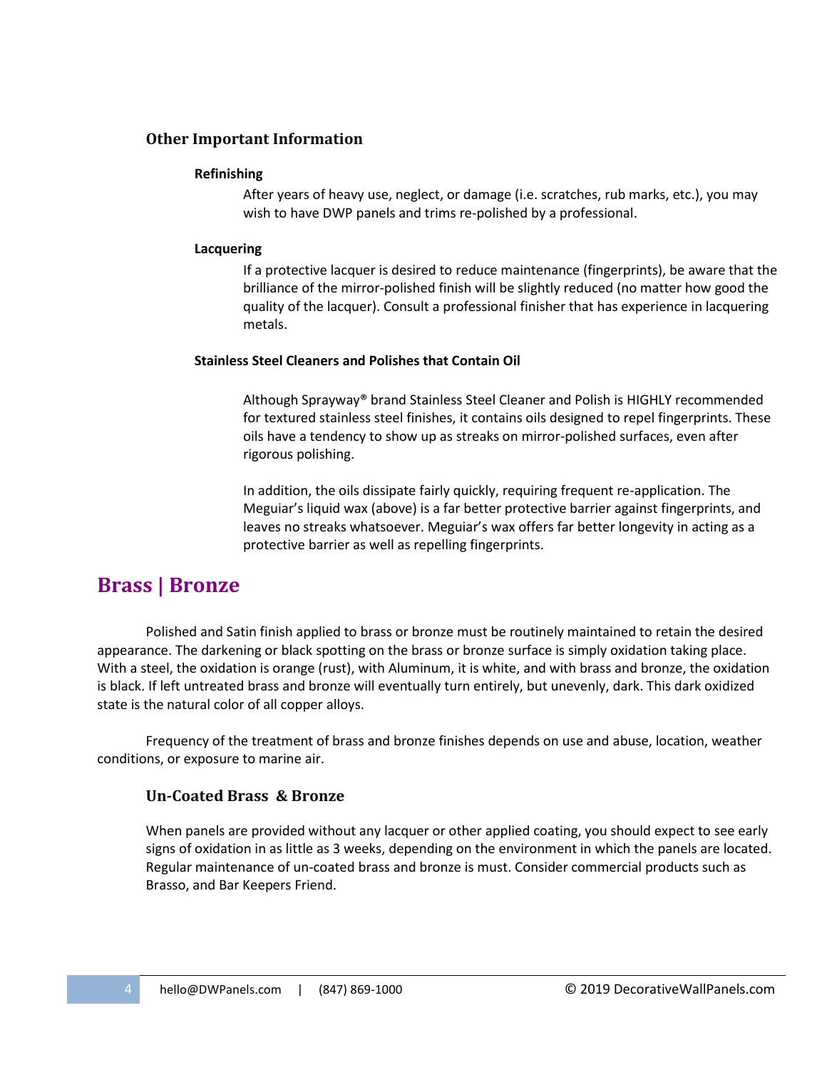### Other Important Information

**Refinishing**

After years of heavy use, neglect, or damage (i.e. scratches, rub marks, etc.), you may wish to have DWP panels and trims re-polished by a professional.

**Lacquering**

If a protective lacquer is desired to reduce maintenance (fingerprints), be aware that the brilliance of the mirror-polished finish will be slightly reduced (no matter how good the quality of the lacquer). Consult a professional finisher that has experience in lacquering metals.

**Stainless Steel Cleaners and Polishes that Contain Oil**

Although Sprayway® brand Stainless Steel Cleaner and Polish is HIGHLY recommended for textured stainless steel finishes, it contains oils designed to repel fingerprints. These oils have a tendency to show up as streaks on mirror-polished surfaces, even after rigorous polishing.

In addition, the oils dissipate fairly quickly, requiring frequent re-application. The Meguiar's liquid wax (above) is a far better protective barrier against fingerprints, and leaves no streaks whatsoever. Meguiar's wax offers far better longevity in acting as a protective barrier as well as repelling fingerprints.

## Brass | Bronze

Polished and Satin finish applied to brass or bronze must be routinely maintained to retain the desired appearance. The darkening or black spotting on the brass or bronze surface is simply oxidation taking place. With a steel, the oxidation is orange (rust), with Aluminum, it is white, and with brass and bronze, the oxidation is black. If left untreated brass and bronze will eventually turn entirely, but unevenly, dark. This dark oxidized state is the natural color of all copper alloys.

Frequency of the treatment of brass and bronze finishes depends on use and abuse, location, weather conditions, or exposure to marine air.

### Un-Coated Brass & Bronze

When panels are provided without any lacquer or other applied coating, you should expect to see early signs of oxidation in as little as 3 weeks, depending on the environment in which the panels are located. Regular maintenance of un-coated brass and bronze is must. Consider commercial products such as Brasso, and Bar Keepers Friend.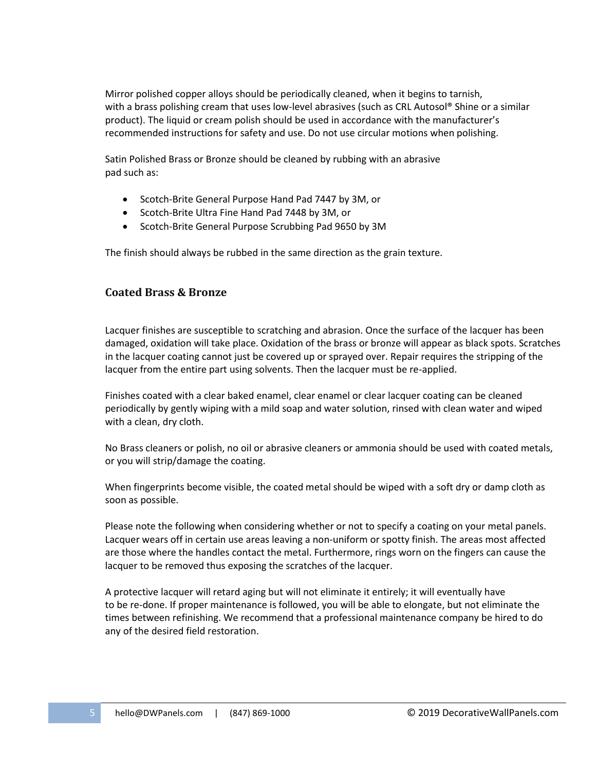Mirror polished copper alloys should be periodically cleaned, when it begins to tarnish, with a brass polishing cream that uses low-level abrasives (such as CRL Autosol® Shine or a similar product). The liquid or cream polish should be used in accordance with the manufacturer's recommended instructions for safety and use. Do not use circular motions when polishing.

Satin Polished Brass or Bronze should be cleaned by rubbing with an abrasive pad such as:

- Scotch-Brite General Purpose Hand Pad 7447 by 3M, or
- Scotch-Brite Ultra Fine Hand Pad 7448 by 3M, or
- Scotch-Brite General Purpose Scrubbing Pad 9650 by 3M

The finish should always be rubbed in the same direction as the grain texture.

### Coated Brass & Bronze

Lacquer finishes are susceptible to scratching and abrasion. Once the surface of the lacquer has been damaged, oxidation will take place. Oxidation of the brass or bronze will appear as black spots. Scratches in the lacquer coating cannot just be covered up or sprayed over. Repair requires the stripping of the lacquer from the entire part using solvents. Then the lacquer must be re-applied.

Finishes coated with a clear baked enamel, clear enamel or clear lacquer coating can be cleaned periodically by gently wiping with a mild soap and water solution, rinsed with clean water and wiped with a clean, dry cloth.

No Brass cleaners or polish, no oil or abrasive cleaners or ammonia should be used with coated metals, or you will strip/damage the coating.

When fingerprints become visible, the coated metal should be wiped with a soft dry or damp cloth as soon as possible.

Please note the following when considering whether or not to specify a coating on your metal panels. Lacquer wears off in certain use areas leaving a non-uniform or spotty finish. The areas most affected are those where the handles contact the metal. Furthermore, rings worn on the fingers can cause the lacquer to be removed thus exposing the scratches of the lacquer.

A protective lacquer will retard aging but will not eliminate it entirely; it will eventually have to be re-done. If proper maintenance is followed, you will be able to elongate, but not eliminate the times between refinishing. We recommend that a professional maintenance company be hired to do any of the desired field restoration.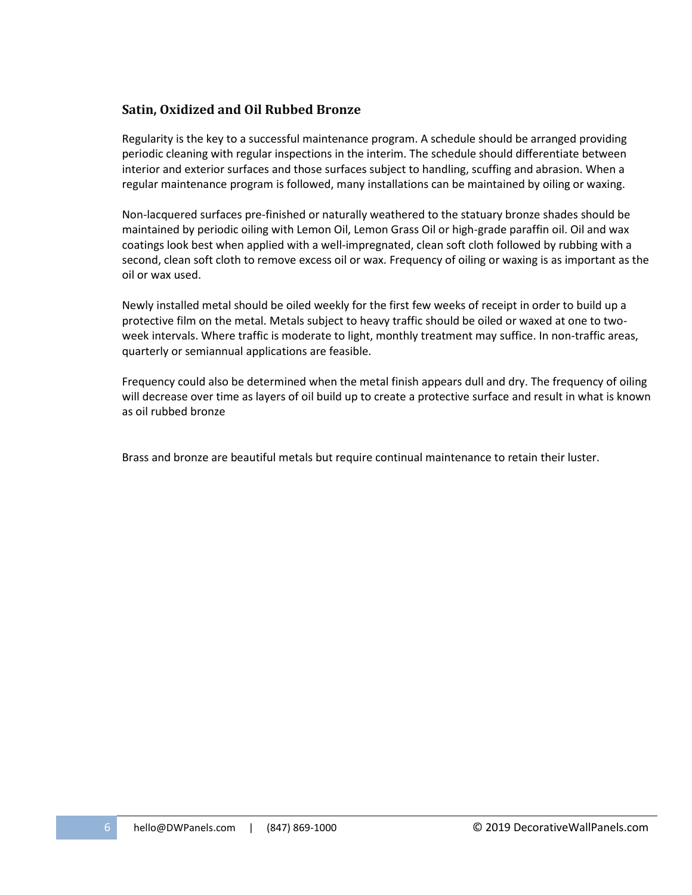### Satin, Oxidized and Oil Rubbed Bronze

Regularity is the key to a successful maintenance program. A schedule should be arranged providing periodic cleaning with regular inspections in the interim. The schedule should differentiate between interior and exterior surfaces and those surfaces subject to handling, scuffing and abrasion. When a regular maintenance program is followed, many installations can be maintained by oiling or waxing.

Non-lacquered surfaces pre-finished or naturally weathered to the statuary bronze shades should be maintained by periodic oiling with Lemon Oil, Lemon Grass Oil or high-grade paraffin oil. Oil and wax coatings look best when applied with a well-impregnated, clean soft cloth followed by rubbing with a second, clean soft cloth to remove excess oil or wax. Frequency of oiling or waxing is as important as the oil or wax used.

Newly installed metal should be oiled weekly for the first few weeks of receipt in order to build up a protective film on the metal. Metals subject to heavy traffic should be oiled or waxed at one to two-week intervals. Where traffic is moderate to light, monthly treatment may suffice. In non-traffic areas, quarterly or semiannual applications are feasible.

Frequency could also be determined when the metal finish appears dull and dry. The frequency of oiling will decrease over time as layers of oil build up to create a protective surface and result in what is known as oil rubbed bronze

Brass and bronze are beautiful metals but require continual maintenance to retain their luster.